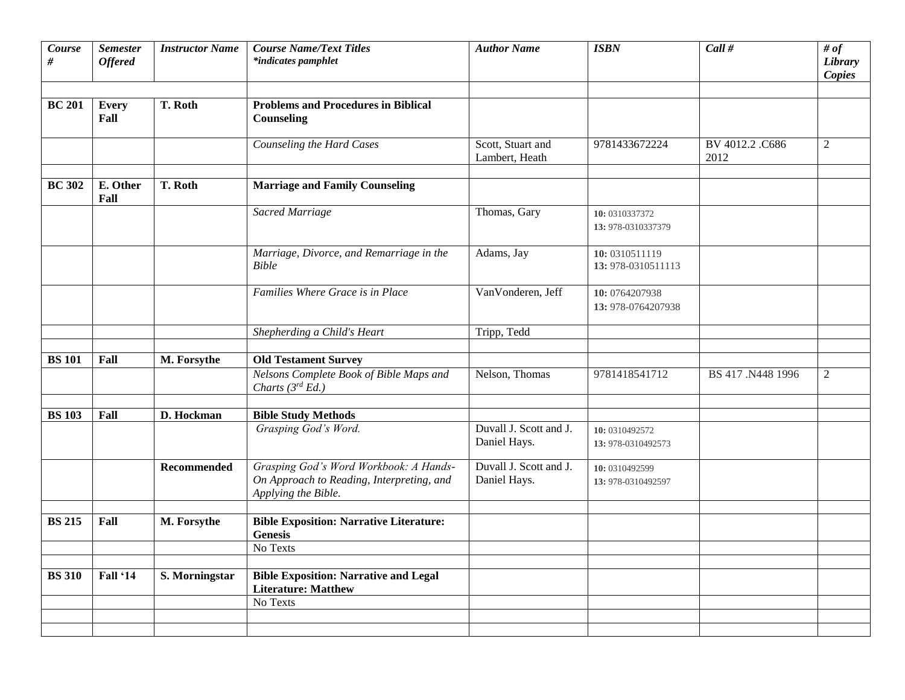| *Course #* | *Semester Offered* | *Instructor Name* | *Course Name/Text Titles* *\*indicates pamphlet* | *Author Name* | *ISBN* | *Call #* | *# of Library Copies* |
|---|---|---|---|---|---|---|---|
| | | | | | | | |
| **BC 201** | **Every Fall** | **T. Roth** | **Problems and Procedures in Biblical Counseling** | | | | |
| | | | *Counseling the Hard Cases* | Scott, Stuart and Lambert, Heath | 9781433672224 | BV 4012.2 .C686 2012 | 2 |
| | | | | | | | |
| **BC 302** | **E. Other Fall** | **T. Roth** | **Marriage and Family Counseling** | | | | |
| | | | *Sacred Marriage* | Thomas, Gary | **10:** 0310337372 **13:** 978-0310337379 | | |
| | | | *Marriage, Divorce, and Remarriage in the Bible* | Adams, Jay | **10:** 0310511119 **13:** 978-0310511113 | | |
| | | | *Families Where Grace is in Place* | VanVonderen, Jeff | **10:** 0764207938 **13:** 978-0764207938 | | |
| | | | *Shepherding a Child's Heart* | Tripp, Tedd | | | |
| | | | | | | | |
| **BS 101** | **Fall** | **M. Forsythe** | **Old Testament Survey** | | | | |
| | | | *Nelsons Complete Book of Bible Maps and Charts (3rd Ed.)* | Nelson, Thomas | 9781418541712 | BS 417 .N448 1996 | 2 |
| | | | | | | | |
| **BS 103** | **Fall** | **D. Hockman** | **Bible Study Methods** | | | | |
| | | | *Grasping God's Word.* | Duvall J. Scott and J. Daniel Hays. | **10:** 0310492572 **13:** 978-0310492573 | | |
| | | **Recommended** | *Grasping God's Word Workbook: A Hands-On Approach to Reading, Interpreting, and Applying the Bible.* | Duvall J. Scott and J. Daniel Hays. | **10:** 0310492599 **13:** 978-0310492597 | | |
| | | | | | | | |
| **BS 215** | **Fall** | **M. Forsythe** | **Bible Exposition: Narrative Literature: Genesis** | | | | |
| | | | No Texts | | | | |
| | | | | | | | |
| **BS 310** | **Fall '14** | **S. Morningstar** | **Bible Exposition: Narrative and Legal Literature: Matthew** | | | | |
| | | | No Texts | | | | |
| | | | | | | | |
| | | | | | | | |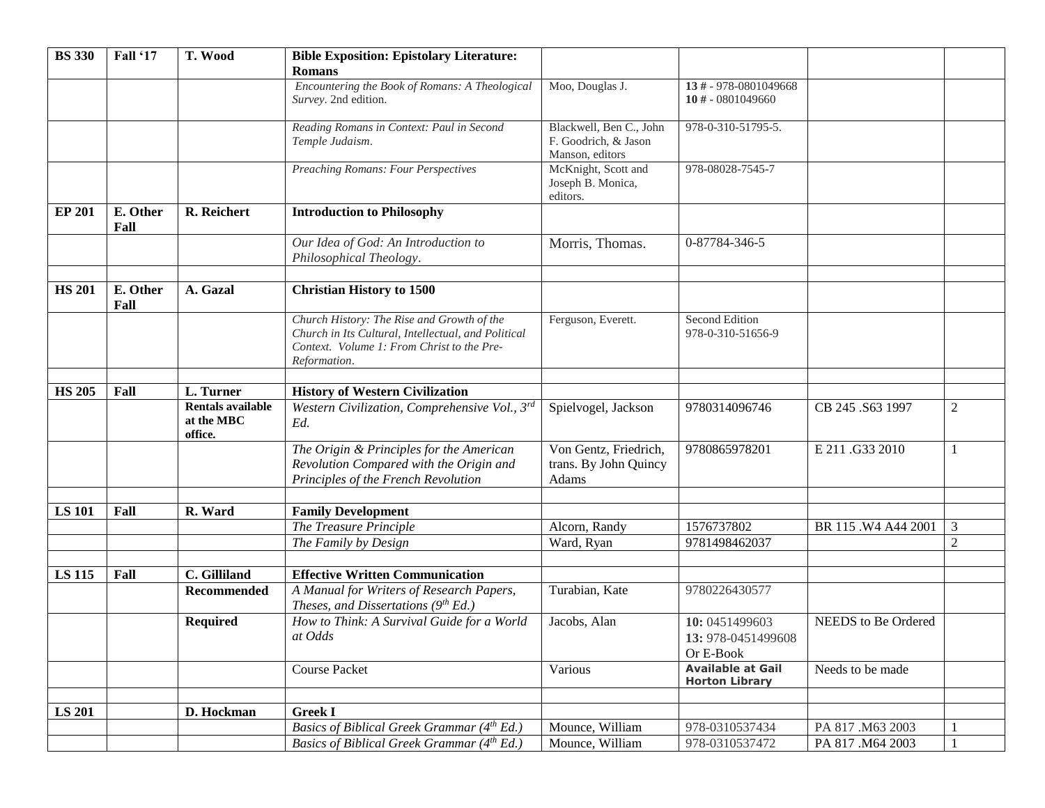| BS 330 | Fall '17 | T. Wood | **Bible Exposition: Epistolary Literature: Romans** | | | | |
|---|---|---|---|---|---|---|---|
| | | | *Encountering the Book of Romans: A Theological Survey*. 2nd edition. | Moo, Douglas J. | **13 #** - 978-0801049668 **10 #** - 0801049660 | | |
| | | | *Reading Romans in Context: Paul in Second Temple Judaism*. | Blackwell, Ben C., John F. Goodrich, & Jason Manson, editors | 978-0-310-51795-5. | | |
| | | | *Preaching Romans: Four Perspectives* | McKnight, Scott and Joseph B. Monica, editors. | 978-08028-7545-7 | | |
| **EP 201** | **E. Other Fall** | **R. Reichert** | **Introduction to Philosophy** | | | | |
| | | | *Our Idea of God: An Introduction to Philosophical Theology*. | Morris, Thomas. | 0-87784-346-5 | | |
| | | | | | | | |
| **HS 201** | **E. Other Fall** | **A. Gazal** | **Christian History to 1500** | | | | |
| | | | *Church History: The Rise and Growth of the Church in Its Cultural, Intellectual, and Political Context. Volume 1: From Christ to the Pre-Reformation*. | Ferguson, Everett. | Second Edition 978-0-310-51656-9 | | |
| | | | | | | | |
| **HS 205** | **Fall** | **L. Turner** | **History of Western Civilization** | | | | |
| | | **Rentals available at the MBC office.** | *Western Civilization, Comprehensive Vol., 3rd Ed.* | Spielvogel, Jackson | 9780314096746 | CB 245 .S63 1997 | 2 |
| | | | *The Origin & Principles for the American Revolution Compared with the Origin and Principles of the French Revolution* | Von Gentz, Friedrich, trans. By John Quincy Adams | 9780865978201 | E 211 .G33 2010 | 1 |
| | | | | | | | |
| **LS 101** | **Fall** | **R. Ward** | **Family Development** | | | | |
| | | | *The Treasure Principle* | Alcorn, Randy | 1576737802 | BR 115 .W4 A44 2001 | 3 |
| | | | *The Family by Design* | Ward, Ryan | 9781498462037 | | 2 |
| | | | | | | | |
| **LS 115** | **Fall** | **C. Gilliland** | **Effective Written Communication** | | | | |
| | | **Recommended** | *A Manual for Writers of Research Papers, Theses, and Dissertations (9th Ed.)* | Turabian, Kate | 9780226430577 | | |
| | | **Required** | *How to Think: A Survival Guide for a World at Odds* | Jacobs, Alan | **10:** 0451499603 **13:** 978-0451499608 Or E-Book | NEEDS to Be Ordered | |
| | | | Course Packet | Various | **Available at Gail Horton Library** | Needs to be made | |
| | | | | | | | |
| **LS 201** | | **D. Hockman** | **Greek I** | | | | |
| | | | *Basics of Biblical Greek Grammar (4th Ed.)* | Mounce, William | 978-0310537434 | PA 817 .M63 2003 | 1 |
| | | | *Basics of Biblical Greek Grammar (4th Ed.)* | Mounce, William | 978-0310537472 | PA 817 .M64 2003 | 1 |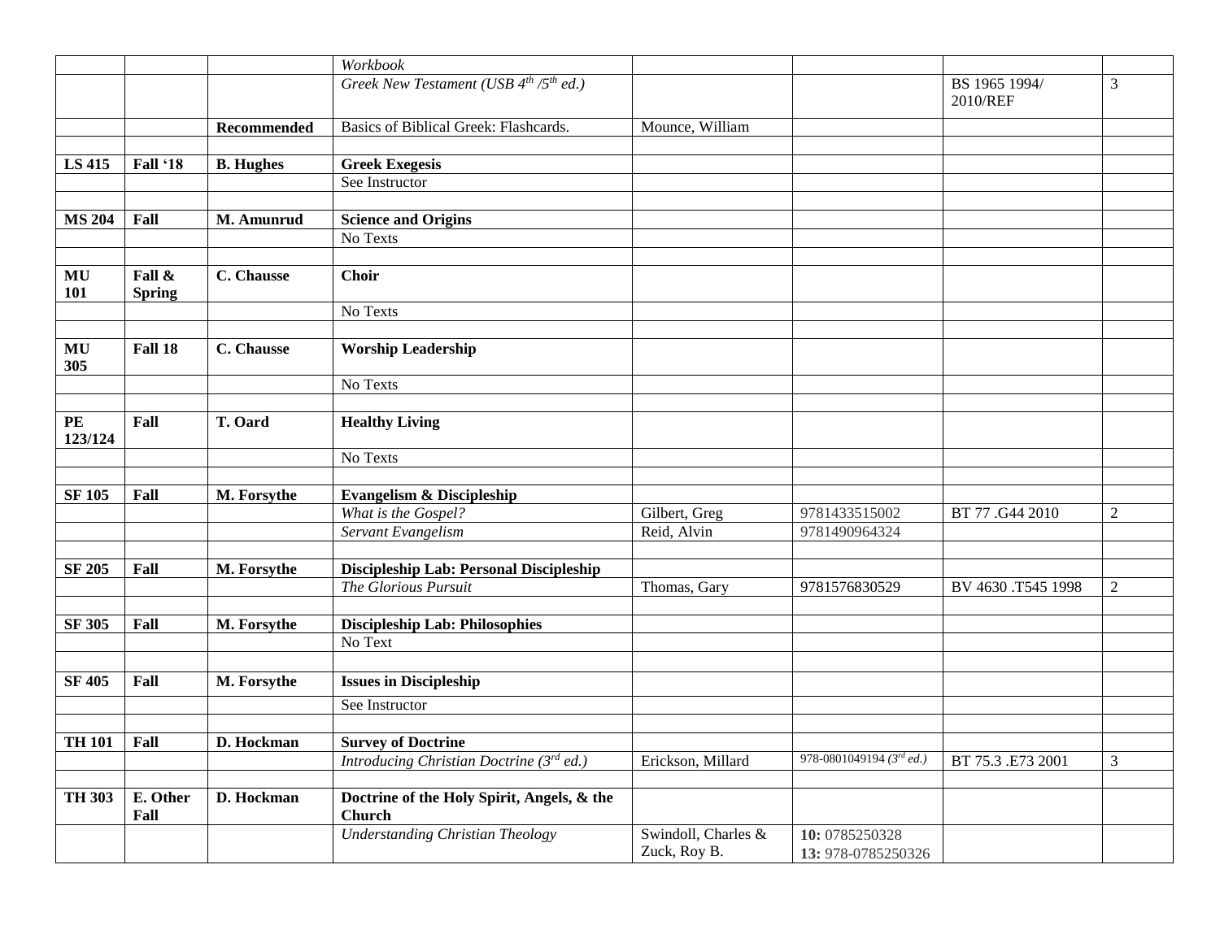| | | | | | | | |
|---|---|---|---|---|---|---|---|
| | | | *Workbook* | | | | |
| | | | *Greek New Testament (USB 4th /5th ed.)* | | | BS 1965 1994/ 2010/REF | 3 |
| | | **Recommended** | Basics of Biblical Greek: Flashcards. | Mounce, William | | | |
| | | | | | | | |
| **LS 415** | **Fall '18** | **B. Hughes** | **Greek Exegesis** | | | | |
| | | | See Instructor | | | | |
| | | | | | | | |
| **MS 204** | **Fall** | **M. Amunrud** | **Science and Origins** | | | | |
| | | | No Texts | | | | |
| | | | | | | | |
| **MU 101** | **Fall & Spring** | **C. Chausse** | **Choir** | | | | |
| | | | No Texts | | | | |
| | | | | | | | |
| **MU 305** | **Fall 18** | **C. Chausse** | **Worship Leadership** | | | | |
| | | | No Texts | | | | |
| | | | | | | | |
| **PE 123/124** | **Fall** | **T. Oard** | **Healthy Living** | | | | |
| | | | No Texts | | | | |
| | | | | | | | |
| **SF 105** | **Fall** | **M. Forsythe** | **Evangelism & Discipleship** | | | | |
| | | | *What is the Gospel?* | Gilbert, Greg | 9781433515002 | BT 77 .G44 2010 | 2 |
| | | | *Servant Evangelism* | Reid, Alvin | 9781490964324 | | |
| | | | | | | | |
| **SF 205** | **Fall** | **M. Forsythe** | **Discipleship Lab: Personal Discipleship** | | | | |
| | | | *The Glorious Pursuit* | Thomas, Gary | 9781576830529 | BV 4630 .T545 1998 | 2 |
| | | | | | | | |
| **SF 305** | **Fall** | **M. Forsythe** | **Discipleship Lab: Philosophies** | | | | |
| | | | No Text | | | | |
| | | | | | | | |
| **SF 405** | **Fall** | **M. Forsythe** | **Issues in Discipleship** | | | | |
| | | | See Instructor | | | | |
| | | | | | | | |
| **TH 101** | **Fall** | **D. Hockman** | **Survey of Doctrine** | | | | |
| | | | *Introducing Christian Doctrine (3rd ed.)* | Erickson, Millard | 978-0801049194 *(3rd ed.)* | BT 75.3 .E73 2001 | 3 |
| | | | | | | | |
| **TH 303** | **E. Other Fall** | **D. Hockman** | **Doctrine of the Holy Spirit, Angels, & the Church** | | | | |
| | | | *Understanding Christian Theology* | Swindoll, Charles & Zuck, Roy B. | **10:** 0785250328 **13:** 978-0785250326 | | |